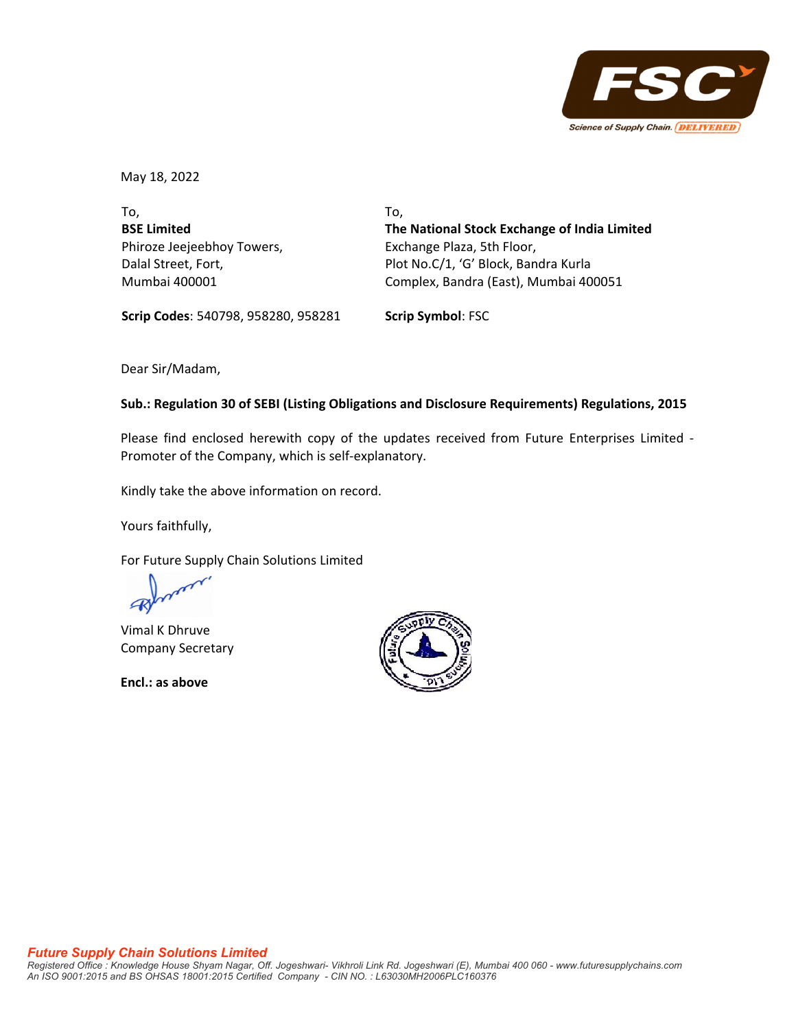May 18, 2022

To,
**BSE Limited**
Phiroze Jeejeebhoy Towers,
Dalal Street, Fort,
Mumbai 400001

**Scrip Codes**: 540798, 958280, 958281

To,
**The National Stock Exchange of India Limited**
Exchange Plaza, 5th Floor,
Plot No.C/1, 'G' Block, Bandra Kurla
Complex, Bandra (East), Mumbai 400051

**Scrip Symbol**: FSC

Dear Sir/Madam,

**Sub.: Regulation 30 of SEBI (Listing Obligations and Disclosure Requirements) Regulations, 2015**

Please find enclosed herewith copy of the updates received from Future Enterprises Limited - Promoter of the Company, which is self-explanatory.

Kindly take the above information on record.

Yours faithfully,

For Future Supply Chain Solutions Limited

Vimal K Dhruve
Company Secretary

**Encl.: as above**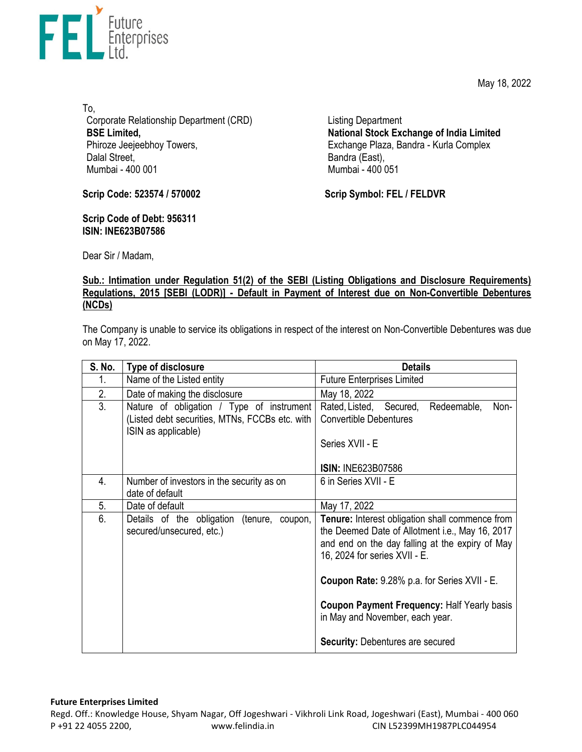May 18, 2022

To,
Corporate Relationship Department (CRD)
**BSE Limited,**
Phiroze Jeejeebhoy Towers,
Dalal Street,
Mumbai - 400 001

Listing Department
**National Stock Exchange of India Limited**
Exchange Plaza, Bandra - Kurla Complex
Bandra (East),
Mumbai - 400 051

**Scrip Code: 523574 / 570002**

**Scrip Symbol: FEL / FELDVR**

**Scrip Code of Debt: 956311**
**ISIN: INE623B07586**

Dear Sir / Madam,

**Sub.: Intimation under Regulation 51(2) of the SEBI (Listing Obligations and Disclosure Requirements) Regulations, 2015 [SEBI (LODR)] - Default in Payment of Interest due on Non-Convertible Debentures (NCDs)**

The Company is unable to service its obligations in respect of the interest on Non-Convertible Debentures was due on May 17, 2022.

| S. No. | Type of disclosure | Details |
|---|---|---|
| 1. | Name of the Listed entity | Future Enterprises Limited |
| 2. | Date of making the disclosure | May 18, 2022 |
| 3. | Nature of obligation / Type of instrument (Listed debt securities, MTNs, FCCBs etc. with ISIN as applicable) | Rated, Listed, Secured, Redeemable, Non-Convertible Debentures<br><br>Series XVII - E<br><br>**ISIN:** INE623B07586 |
| 4. | Number of investors in the security as on date of default | 6 in Series XVII - E |
| 5. | Date of default | May 17, 2022 |
| 6. | Details of the obligation (tenure, coupon, secured/unsecured, etc.) | **Tenure:** Interest obligation shall commence from the Deemed Date of Allotment i.e., May 16, 2017 and end on the day falling at the expiry of May 16, 2024 for series XVII - E.<br><br>**Coupon Rate:** 9.28% p.a. for Series XVII - E.<br><br>**Coupon Payment Frequency:** Half Yearly basis in May and November, each year.<br><br>**Security:** Debentures are secured |

**Future Enterprises Limited**
Regd. Off.: Knowledge House, Shyam Nagar, Off Jogeshwari - Vikhroli Link Road, Jogeshwari (East), Mumbai - 400 060
P +91 22 4055 2200, www.felindia.in CIN L52399MH1987PLC044954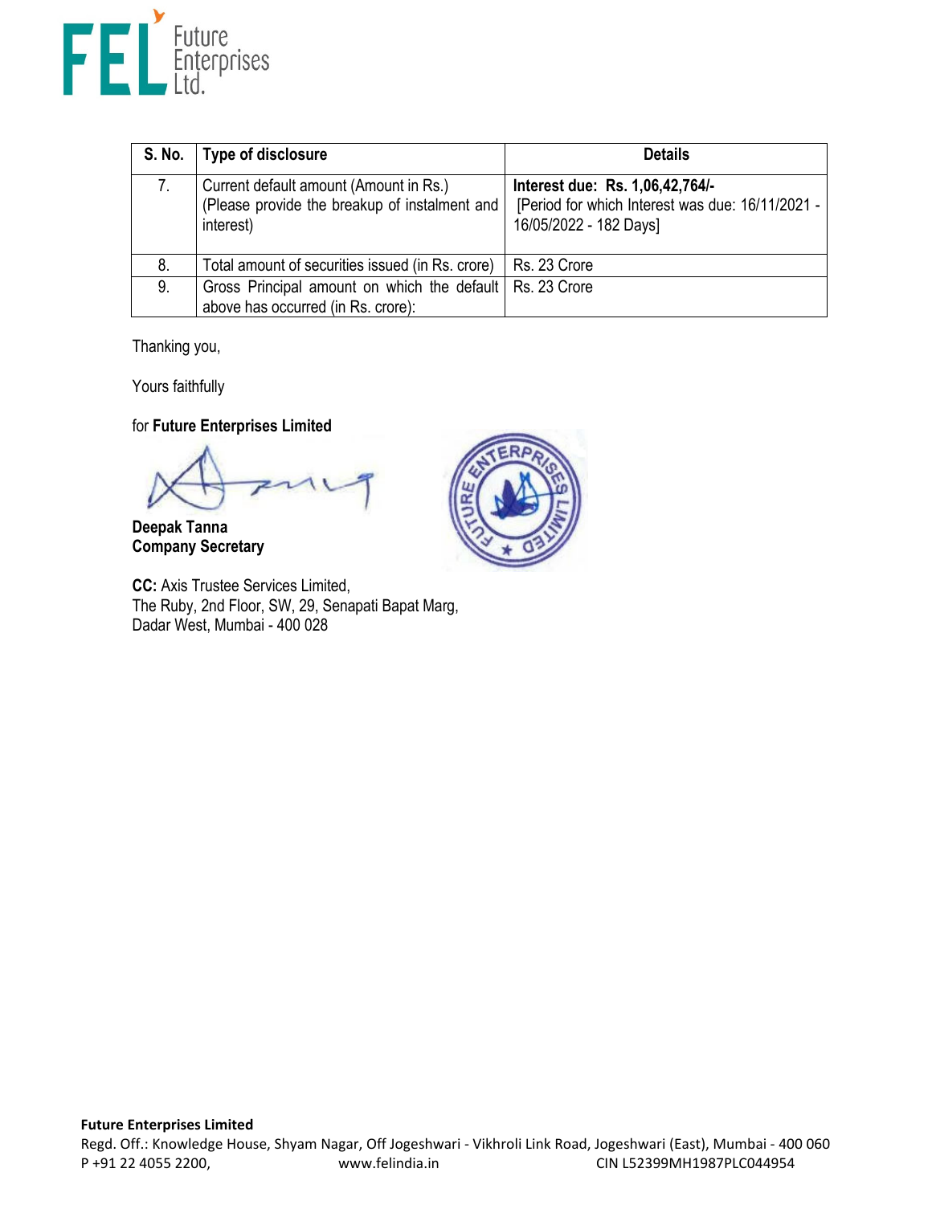| S. No. | Type of disclosure | Details |
|---|---|---|
| 7. | Current default amount (Amount in Rs.) (Please provide the breakup of instalment and interest) | **Interest due: Rs. 1,06,42,764/-** [Period for which Interest was due: 16/11/2021 - 16/05/2022 - 182 Days] |
| 8. | Total amount of securities issued (in Rs. crore) | Rs. 23 Crore |
| 9. | Gross Principal amount on which the default above has occurred (in Rs. crore): | Rs. 23 Crore |

Thanking you,

Yours faithfully

for **Future Enterprises Limited**

**Deepak Tanna**
**Company Secretary**

**CC:** Axis Trustee Services Limited,
The Ruby, 2nd Floor, SW, 29, Senapati Bapat Marg,
Dadar West, Mumbai - 400 028